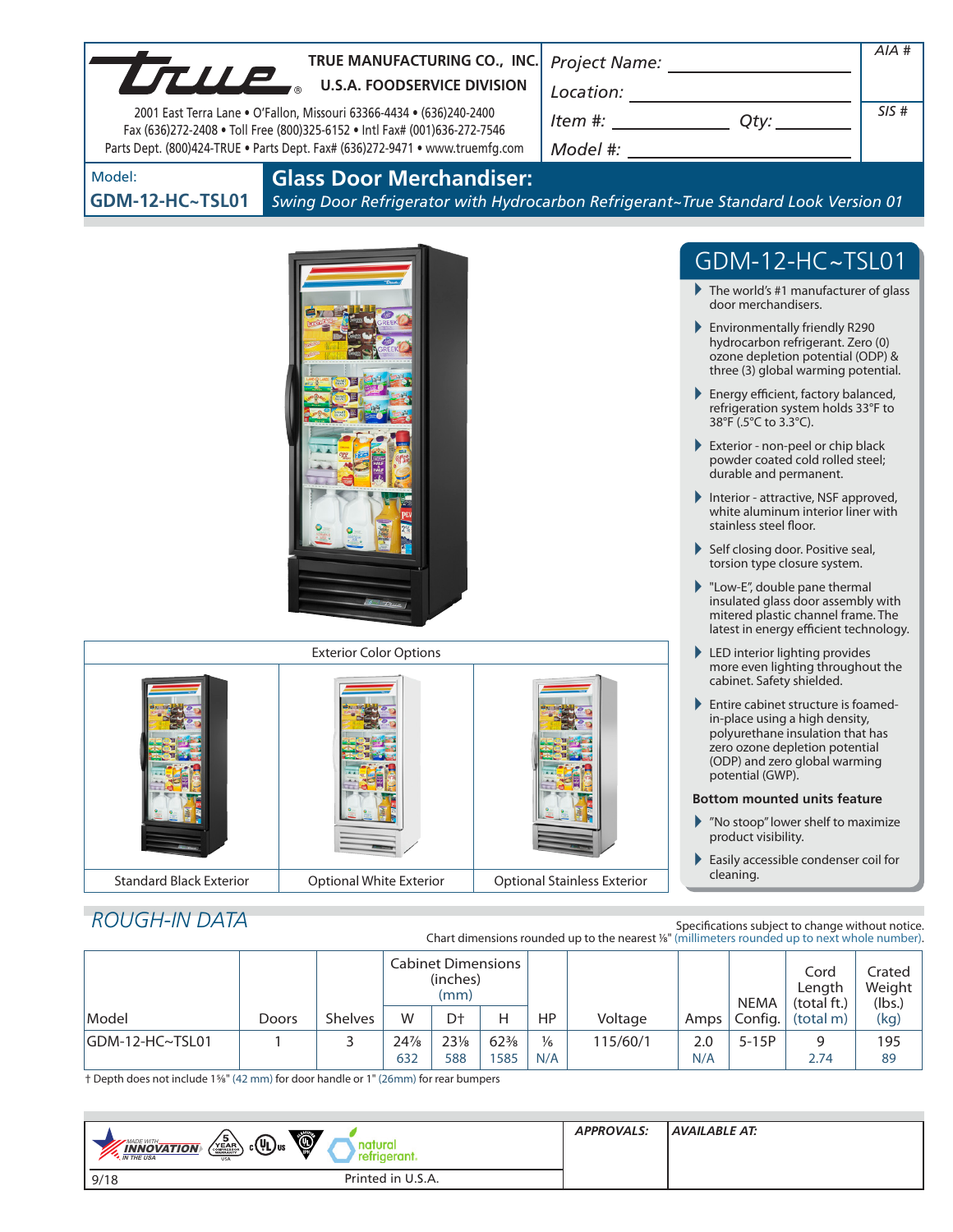TRUE MANUFACTURING CO., INC.
U.S.A. FOODSERVICE DIVISION

2001 East Terra Lane • O'Fallon, Missouri 63366-4434 • (636)240-2400
Fax (636)272-2408 • Toll Free (800)325-6152 • Intl Fax# (001)636-272-7546
Parts Dept. (800)424-TRUE • Parts Dept. Fax# (636)272-9471 • www.truemfg.com

Project Name: ____________ AIA #
Location: ____________
Item #: ________ Qty: ________ SIS #
Model #: ____________

Model:
**GDM-12-HC~TSL01**

# Glass Door Merchandiser:

*Swing Door Refrigerator with Hydrocarbon Refrigerant~True Standard Look Version 01*

## GDM-12-HC~TSL01

- The world's #1 manufacturer of glass door merchandisers.
- Environmentally friendly R290 hydrocarbon refrigerant. Zero (0) ozone depletion potential (ODP) & three (3) global warming potential.
- Energy efficient, factory balanced, refrigeration system holds 33°F to 38°F (.5°C to 3.3°C).
- Exterior - non-peel or chip black powder coated cold rolled steel; durable and permanent.
- Interior - attractive, NSF approved, white aluminum interior liner with stainless steel floor.
- Self closing door. Positive seal, torsion type closure system.
- "Low-E", double pane thermal insulated glass door assembly with mitered plastic channel frame. The latest in energy efficient technology.
- LED interior lighting provides more even lighting throughout the cabinet. Safety shielded.
- Entire cabinet structure is foamed-in-place using a high density, polyurethane insulation that has zero ozone depletion potential (ODP) and zero global warming potential (GWP).

**Bottom mounted units feature**

- "No stoop" lower shelf to maximize product visibility.
- Easily accessible condenser coil for cleaning.

Exterior Color Options

| Standard Black Exterior | Optional White Exterior | Optional Stainless Exterior |
|---|---|---|

## ROUGH-IN DATA

Specifications subject to change without notice.
Chart dimensions rounded up to the nearest ⅛" (millimeters rounded up to next whole number).

| Model | Doors | Shelves | Cabinet Dimensions (inches) (mm) W | D† | H | HP | Voltage | Amps | NEMA Config. | Cord Length (total ft.) (total m) | Crated Weight (lbs.) (kg) |
|---|---|---|---|---|---|---|---|---|---|---|---|
| GDM-12-HC~TSL01 | 1 | 3 | 24⅞<br>632 | 23⅛<br>588 | 62⅜<br>1585 | ⅙<br>N/A | 115/60/1 | 2.0<br>N/A | 5-15P | 9<br>2.74 | 195<br>89 |

† Depth does not include 1⅝" (42 mm) for door handle or 1" (26mm) for rear bumpers

APPROVALS: AVAILABLE AT:

9/18 Printed in U.S.A.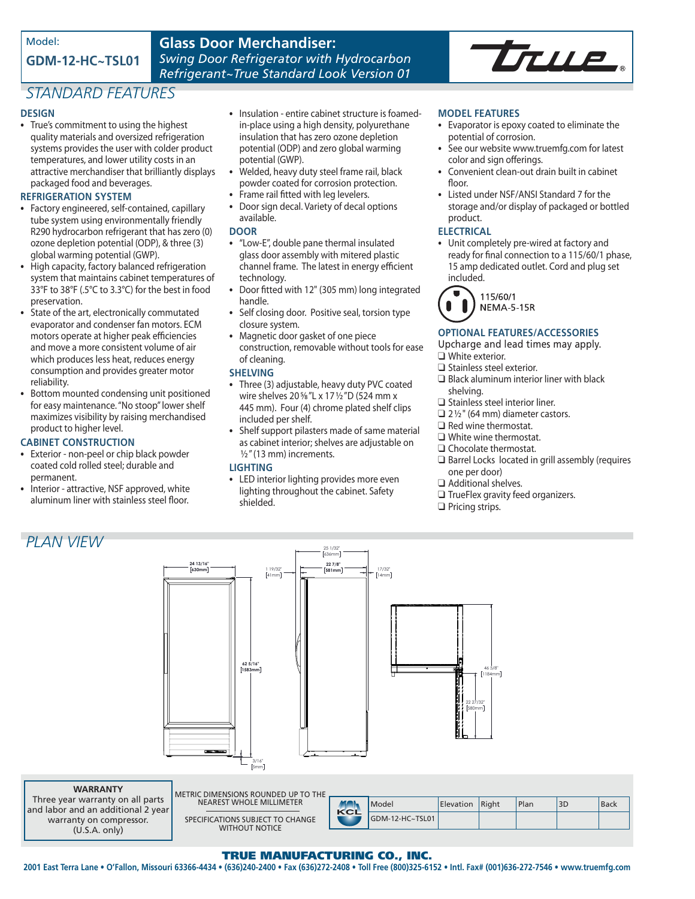Model:

**GDM-12-HC~TSL01**

# Glass Door Merchandiser:

*Swing Door Refrigerator with Hydrocarbon Refrigerant~True Standard Look Version 01*

## STANDARD FEATURES

### DESIGN

- True's commitment to using the highest quality materials and oversized refrigeration systems provides the user with colder product temperatures, and lower utility costs in an attractive merchandiser that brilliantly displays packaged food and beverages.

### REFRIGERATION SYSTEM

- Factory engineered, self-contained, capillary tube system using environmentally friendly R290 hydrocarbon refrigerant that has zero (0) ozone depletion potential (ODP), & three (3) global warming potential (GWP).
- High capacity, factory balanced refrigeration system that maintains cabinet temperatures of 33°F to 38°F (.5°C to 3.3°C) for the best in food preservation.
- State of the art, electronically commutated evaporator and condenser fan motors. ECM motors operate at higher peak efficiencies and move a more consistent volume of air which produces less heat, reduces energy consumption and provides greater motor reliability.
- Bottom mounted condensing unit positioned for easy maintenance. "No stoop" lower shelf maximizes visibility by raising merchandised product to higher level.

### CABINET CONSTRUCTION

- Exterior - non-peel or chip black powder coated cold rolled steel; durable and permanent.
- Interior - attractive, NSF approved, white aluminum liner with stainless steel floor.
- Insulation - entire cabinet structure is foamed-in-place using a high density, polyurethane insulation that has zero ozone depletion potential (ODP) and zero global warming potential (GWP).
- Welded, heavy duty steel frame rail, black powder coated for corrosion protection.
- Frame rail fitted with leg levelers.
- Door sign decal. Variety of decal options available.

### DOOR

- "Low-E", double pane thermal insulated glass door assembly with mitered plastic channel frame. The latest in energy efficient technology.
- Door fitted with 12" (305 mm) long integrated handle.
- Self closing door. Positive seal, torsion type closure system.
- Magnetic door gasket of one piece construction, removable without tools for ease of cleaning.

### SHELVING

- Three (3) adjustable, heavy duty PVC coated wire shelves 20⅝"L x 17½"D (524 mm x 445 mm). Four (4) chrome plated shelf clips included per shelf.
- Shelf support pilasters made of same material as cabinet interior; shelves are adjustable on ½" (13 mm) increments.

### LIGHTING

- LED interior lighting provides more even lighting throughout the cabinet. Safety shielded.

### MODEL FEATURES

- Evaporator is epoxy coated to eliminate the potential of corrosion.
- See our website www.truemfg.com for latest color and sign offerings.
- Convenient clean-out drain built in cabinet floor.
- Listed under NSF/ANSI Standard 7 for the storage and/or display of packaged or bottled product.

### ELECTRICAL

- Unit completely pre-wired at factory and ready for final connection to a 115/60/1 phase, 15 amp dedicated outlet. Cord and plug set included.

115/60/1
NEMA-5-15R

### OPTIONAL FEATURES/ACCESSORIES

Upcharge and lead times may apply.

- ❑ White exterior.
- ❑ Stainless steel exterior.
- ❑ Black aluminum interior liner with black shelving.
- ❑ Stainless steel interior liner.
- ❑ 2½" (64 mm) diameter castors.
- ❑ Red wine thermostat.
- ❑ White wine thermostat.
- ❑ Chocolate thermostat.
- ❑ Barrel Locks located in grill assembly (requires one per door)
- ❑ Additional shelves.
- ❑ TrueFlex gravity feed organizers.
- ❑ Pricing strips.

## PLAN VIEW

24 13/16" [630mm]
62 5/16" [1583mm]
3/16" [5mm]
1 19/32" [41mm]
25 1/32" [636mm]
22 7/8" [581mm]
17/32" [14mm]
46 5/8" [1184mm]
22 27/32" [580mm]

**WARRANTY**
Three year warranty on all parts and labor and an additional 2 year warranty on compressor.
(U.S.A. only)

METRIC DIMENSIONS ROUNDED UP TO THE NEAREST WHOLE MILLIMETER

SPECIFICATIONS SUBJECT TO CHANGE WITHOUT NOTICE

| Model | Elevation | Right | Plan | 3D | Back |
|---|---|---|---|---|---|
| GDM-12-HC~TSL01 | | | | | |

**TRUE MANUFACTURING CO., INC.**

2001 East Terra Lane • O'Fallon, Missouri 63366-4434 • (636)240-2400 • Fax (636)272-2408 • Toll Free (800)325-6152 • Intl. Fax# (001)636-272-7546 • www.truemfg.com